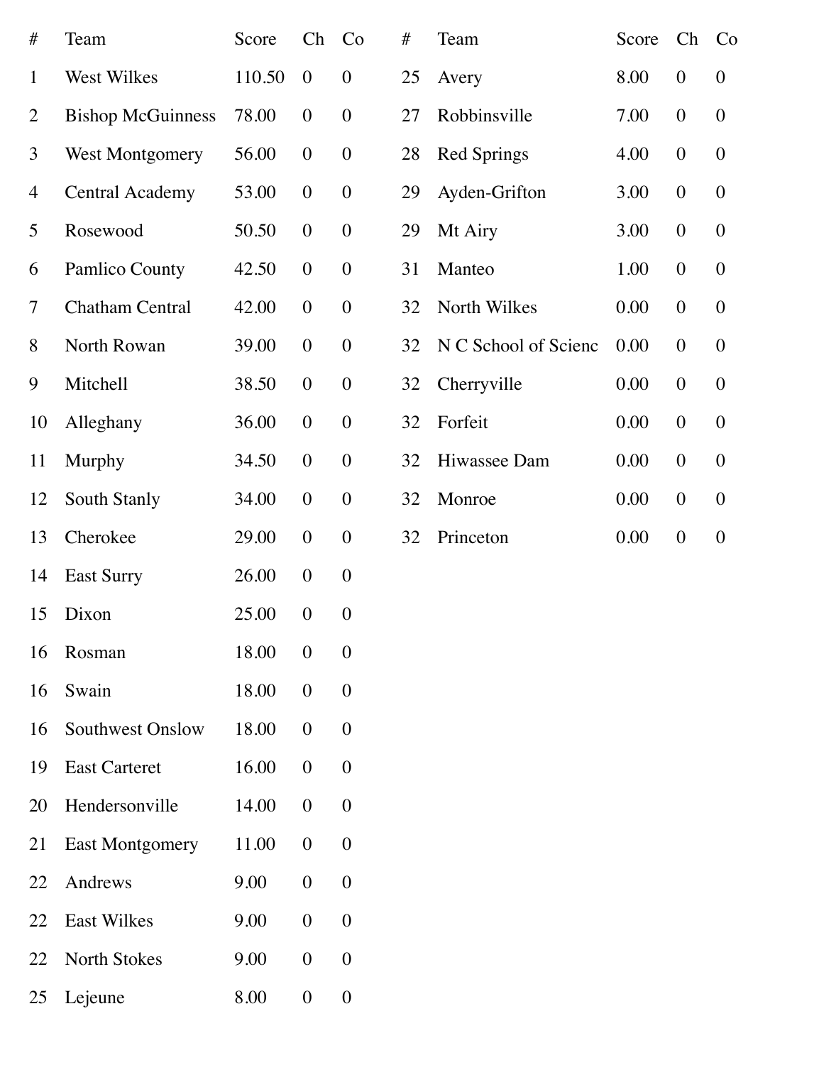| # | Team | Score | Ch | Co |
|---|---|---|---|---|
| 1 | West Wilkes | 110.50 | 0 | 0 |
| 2 | Bishop McGuinness | 78.00 | 0 | 0 |
| 3 | West Montgomery | 56.00 | 0 | 0 |
| 4 | Central Academy | 53.00 | 0 | 0 |
| 5 | Rosewood | 50.50 | 0 | 0 |
| 6 | Pamlico County | 42.50 | 0 | 0 |
| 7 | Chatham Central | 42.00 | 0 | 0 |
| 8 | North Rowan | 39.00 | 0 | 0 |
| 9 | Mitchell | 38.50 | 0 | 0 |
| 10 | Alleghany | 36.00 | 0 | 0 |
| 11 | Murphy | 34.50 | 0 | 0 |
| 12 | South Stanly | 34.00 | 0 | 0 |
| 13 | Cherokee | 29.00 | 0 | 0 |
| 14 | East Surry | 26.00 | 0 | 0 |
| 15 | Dixon | 25.00 | 0 | 0 |
| 16 | Rosman | 18.00 | 0 | 0 |
| 16 | Swain | 18.00 | 0 | 0 |
| 16 | Southwest Onslow | 18.00 | 0 | 0 |
| 19 | East Carteret | 16.00 | 0 | 0 |
| 20 | Hendersonville | 14.00 | 0 | 0 |
| 21 | East Montgomery | 11.00 | 0 | 0 |
| 22 | Andrews | 9.00 | 0 | 0 |
| 22 | East Wilkes | 9.00 | 0 | 0 |
| 22 | North Stokes | 9.00 | 0 | 0 |
| 25 | Lejeune | 8.00 | 0 | 0 |
| 25 | Avery | 8.00 | 0 | 0 |
| 27 | Robbinsville | 7.00 | 0 | 0 |
| 28 | Red Springs | 4.00 | 0 | 0 |
| 29 | Ayden-Grifton | 3.00 | 0 | 0 |
| 29 | Mt Airy | 3.00 | 0 | 0 |
| 31 | Manteo | 1.00 | 0 | 0 |
| 32 | North Wilkes | 0.00 | 0 | 0 |
| 32 | N C School of Scienc | 0.00 | 0 | 0 |
| 32 | Cherryville | 0.00 | 0 | 0 |
| 32 | Forfeit | 0.00 | 0 | 0 |
| 32 | Hiwassee Dam | 0.00 | 0 | 0 |
| 32 | Monroe | 0.00 | 0 | 0 |
| 32 | Princeton | 0.00 | 0 | 0 |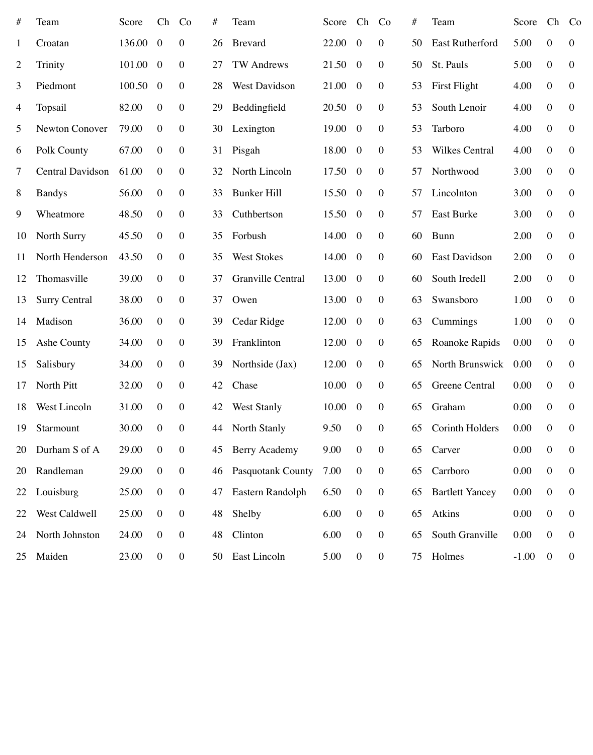| # | Team | Score | Ch | Co |
|---|---|---|---|---|
| 1 | Croatan | 136.00 | 0 | 0 |
| 2 | Trinity | 101.00 | 0 | 0 |
| 3 | Piedmont | 100.50 | 0 | 0 |
| 4 | Topsail | 82.00 | 0 | 0 |
| 5 | Newton Conover | 79.00 | 0 | 0 |
| 6 | Polk County | 67.00 | 0 | 0 |
| 7 | Central Davidson | 61.00 | 0 | 0 |
| 8 | Bandys | 56.00 | 0 | 0 |
| 9 | Wheatmore | 48.50 | 0 | 0 |
| 10 | North Surry | 45.50 | 0 | 0 |
| 11 | North Henderson | 43.50 | 0 | 0 |
| 12 | Thomasville | 39.00 | 0 | 0 |
| 13 | Surry Central | 38.00 | 0 | 0 |
| 14 | Madison | 36.00 | 0 | 0 |
| 15 | Ashe County | 34.00 | 0 | 0 |
| 15 | Salisbury | 34.00 | 0 | 0 |
| 17 | North Pitt | 32.00 | 0 | 0 |
| 18 | West Lincoln | 31.00 | 0 | 0 |
| 19 | Starmount | 30.00 | 0 | 0 |
| 20 | Durham S of A | 29.00 | 0 | 0 |
| 20 | Randleman | 29.00 | 0 | 0 |
| 22 | Louisburg | 25.00 | 0 | 0 |
| 22 | West Caldwell | 25.00 | 0 | 0 |
| 24 | North Johnston | 24.00 | 0 | 0 |
| 25 | Maiden | 23.00 | 0 | 0 |
| 26 | Brevard | 22.00 | 0 | 0 |
| 27 | TW Andrews | 21.50 | 0 | 0 |
| 28 | West Davidson | 21.00 | 0 | 0 |
| 29 | Beddingfield | 20.50 | 0 | 0 |
| 30 | Lexington | 19.00 | 0 | 0 |
| 31 | Pisgah | 18.00 | 0 | 0 |
| 32 | North Lincoln | 17.50 | 0 | 0 |
| 33 | Bunker Hill | 15.50 | 0 | 0 |
| 33 | Cuthbertson | 15.50 | 0 | 0 |
| 35 | Forbush | 14.00 | 0 | 0 |
| 35 | West Stokes | 14.00 | 0 | 0 |
| 37 | Granville Central | 13.00 | 0 | 0 |
| 37 | Owen | 13.00 | 0 | 0 |
| 39 | Cedar Ridge | 12.00 | 0 | 0 |
| 39 | Franklinton | 12.00 | 0 | 0 |
| 39 | Northside (Jax) | 12.00 | 0 | 0 |
| 42 | Chase | 10.00 | 0 | 0 |
| 42 | West Stanly | 10.00 | 0 | 0 |
| 44 | North Stanly | 9.50 | 0 | 0 |
| 45 | Berry Academy | 9.00 | 0 | 0 |
| 46 | Pasquotank County | 7.00 | 0 | 0 |
| 47 | Eastern Randolph | 6.50 | 0 | 0 |
| 48 | Shelby | 6.00 | 0 | 0 |
| 48 | Clinton | 6.00 | 0 | 0 |
| 50 | East Lincoln | 5.00 | 0 | 0 |
| 50 | East Rutherford | 5.00 | 0 | 0 |
| 50 | St. Pauls | 5.00 | 0 | 0 |
| 53 | First Flight | 4.00 | 0 | 0 |
| 53 | South Lenoir | 4.00 | 0 | 0 |
| 53 | Tarboro | 4.00 | 0 | 0 |
| 53 | Wilkes Central | 4.00 | 0 | 0 |
| 57 | Northwood | 3.00 | 0 | 0 |
| 57 | Lincolnton | 3.00 | 0 | 0 |
| 57 | East Burke | 3.00 | 0 | 0 |
| 60 | Bunn | 2.00 | 0 | 0 |
| 60 | East Davidson | 2.00 | 0 | 0 |
| 60 | South Iredell | 2.00 | 0 | 0 |
| 63 | Swansboro | 1.00 | 0 | 0 |
| 63 | Cummings | 1.00 | 0 | 0 |
| 65 | Roanoke Rapids | 0.00 | 0 | 0 |
| 65 | North Brunswick | 0.00 | 0 | 0 |
| 65 | Greene Central | 0.00 | 0 | 0 |
| 65 | Graham | 0.00 | 0 | 0 |
| 65 | Corinth Holders | 0.00 | 0 | 0 |
| 65 | Carver | 0.00 | 0 | 0 |
| 65 | Carrboro | 0.00 | 0 | 0 |
| 65 | Bartlett Yancey | 0.00 | 0 | 0 |
| 65 | Atkins | 0.00 | 0 | 0 |
| 65 | South Granville | 0.00 | 0 | 0 |
| 75 | Holmes | -1.00 | 0 | 0 |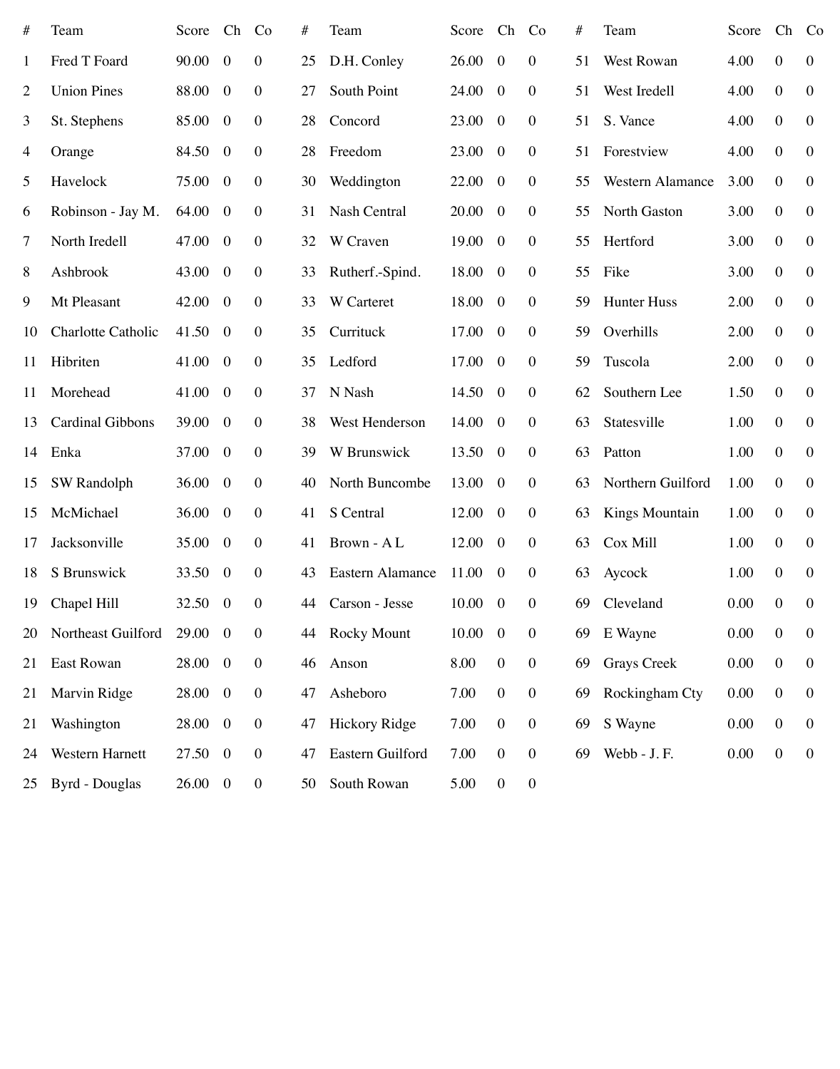| # | Team | Score | Ch | Co |
|---|---|---|---|---|
| 1 | Fred T Foard | 90.00 | 0 | 0 |
| 2 | Union Pines | 88.00 | 0 | 0 |
| 3 | St. Stephens | 85.00 | 0 | 0 |
| 4 | Orange | 84.50 | 0 | 0 |
| 5 | Havelock | 75.00 | 0 | 0 |
| 6 | Robinson - Jay M. | 64.00 | 0 | 0 |
| 7 | North Iredell | 47.00 | 0 | 0 |
| 8 | Ashbrook | 43.00 | 0 | 0 |
| 9 | Mt Pleasant | 42.00 | 0 | 0 |
| 10 | Charlotte Catholic | 41.50 | 0 | 0 |
| 11 | Hibriten | 41.00 | 0 | 0 |
| 11 | Morehead | 41.00 | 0 | 0 |
| 13 | Cardinal Gibbons | 39.00 | 0 | 0 |
| 14 | Enka | 37.00 | 0 | 0 |
| 15 | SW Randolph | 36.00 | 0 | 0 |
| 15 | McMichael | 36.00 | 0 | 0 |
| 17 | Jacksonville | 35.00 | 0 | 0 |
| 18 | S Brunswick | 33.50 | 0 | 0 |
| 19 | Chapel Hill | 32.50 | 0 | 0 |
| 20 | Northeast Guilford | 29.00 | 0 | 0 |
| 21 | East Rowan | 28.00 | 0 | 0 |
| 21 | Marvin Ridge | 28.00 | 0 | 0 |
| 21 | Washington | 28.00 | 0 | 0 |
| 24 | Western Harnett | 27.50 | 0 | 0 |
| 25 | Byrd - Douglas | 26.00 | 0 | 0 |
| 25 | D.H. Conley | 26.00 | 0 | 0 |
| 27 | South Point | 24.00 | 0 | 0 |
| 28 | Concord | 23.00 | 0 | 0 |
| 28 | Freedom | 23.00 | 0 | 0 |
| 30 | Weddington | 22.00 | 0 | 0 |
| 31 | Nash Central | 20.00 | 0 | 0 |
| 32 | W Craven | 19.00 | 0 | 0 |
| 33 | Rutherf.-Spind. | 18.00 | 0 | 0 |
| 33 | W Carteret | 18.00 | 0 | 0 |
| 35 | Currituck | 17.00 | 0 | 0 |
| 35 | Ledford | 17.00 | 0 | 0 |
| 37 | N Nash | 14.50 | 0 | 0 |
| 38 | West Henderson | 14.00 | 0 | 0 |
| 39 | W Brunswick | 13.50 | 0 | 0 |
| 40 | North Buncombe | 13.00 | 0 | 0 |
| 41 | S Central | 12.00 | 0 | 0 |
| 41 | Brown - A L | 12.00 | 0 | 0 |
| 43 | Eastern Alamance | 11.00 | 0 | 0 |
| 44 | Carson - Jesse | 10.00 | 0 | 0 |
| 44 | Rocky Mount | 10.00 | 0 | 0 |
| 46 | Anson | 8.00 | 0 | 0 |
| 47 | Asheboro | 7.00 | 0 | 0 |
| 47 | Hickory Ridge | 7.00 | 0 | 0 |
| 47 | Eastern Guilford | 7.00 | 0 | 0 |
| 50 | South Rowan | 5.00 | 0 | 0 |
| 51 | West Rowan | 4.00 | 0 | 0 |
| 51 | West Iredell | 4.00 | 0 | 0 |
| 51 | S. Vance | 4.00 | 0 | 0 |
| 51 | Forestview | 4.00 | 0 | 0 |
| 55 | Western Alamance | 3.00 | 0 | 0 |
| 55 | North Gaston | 3.00 | 0 | 0 |
| 55 | Hertford | 3.00 | 0 | 0 |
| 55 | Fike | 3.00 | 0 | 0 |
| 59 | Hunter Huss | 2.00 | 0 | 0 |
| 59 | Overhills | 2.00 | 0 | 0 |
| 59 | Tuscola | 2.00 | 0 | 0 |
| 62 | Southern Lee | 1.50 | 0 | 0 |
| 63 | Statesville | 1.00 | 0 | 0 |
| 63 | Patton | 1.00 | 0 | 0 |
| 63 | Northern Guilford | 1.00 | 0 | 0 |
| 63 | Kings Mountain | 1.00 | 0 | 0 |
| 63 | Cox Mill | 1.00 | 0 | 0 |
| 63 | Aycock | 1.00 | 0 | 0 |
| 69 | Cleveland | 0.00 | 0 | 0 |
| 69 | E Wayne | 0.00 | 0 | 0 |
| 69 | Grays Creek | 0.00 | 0 | 0 |
| 69 | Rockingham Cty | 0.00 | 0 | 0 |
| 69 | S Wayne | 0.00 | 0 | 0 |
| 69 | Webb - J. F. | 0.00 | 0 | 0 |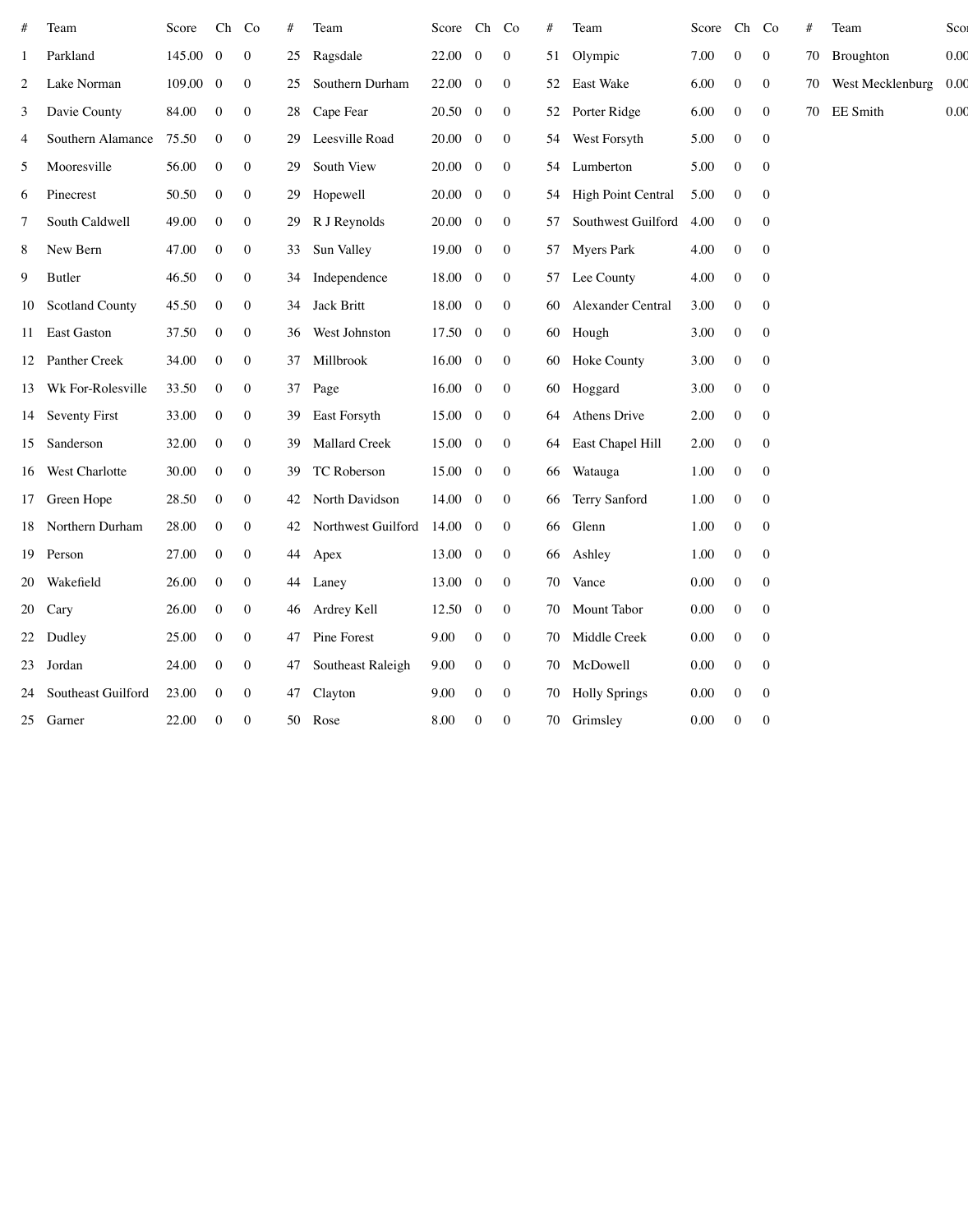| # | Team | Score | Ch | Co |
|---|---|---|---|---|
| 1 | Parkland | 145.00 | 0 | 0 |
| 2 | Lake Norman | 109.00 | 0 | 0 |
| 3 | Davie County | 84.00 | 0 | 0 |
| 4 | Southern Alamance | 75.50 | 0 | 0 |
| 5 | Mooresville | 56.00 | 0 | 0 |
| 6 | Pinecrest | 50.50 | 0 | 0 |
| 7 | South Caldwell | 49.00 | 0 | 0 |
| 8 | New Bern | 47.00 | 0 | 0 |
| 9 | Butler | 46.50 | 0 | 0 |
| 10 | Scotland County | 45.50 | 0 | 0 |
| 11 | East Gaston | 37.50 | 0 | 0 |
| 12 | Panther Creek | 34.00 | 0 | 0 |
| 13 | Wk For-Rolesville | 33.50 | 0 | 0 |
| 14 | Seventy First | 33.00 | 0 | 0 |
| 15 | Sanderson | 32.00 | 0 | 0 |
| 16 | West Charlotte | 30.00 | 0 | 0 |
| 17 | Green Hope | 28.50 | 0 | 0 |
| 18 | Northern Durham | 28.00 | 0 | 0 |
| 19 | Person | 27.00 | 0 | 0 |
| 20 | Wakefield | 26.00 | 0 | 0 |
| 20 | Cary | 26.00 | 0 | 0 |
| 22 | Dudley | 25.00 | 0 | 0 |
| 23 | Jordan | 24.00 | 0 | 0 |
| 24 | Southeast Guilford | 23.00 | 0 | 0 |
| 25 | Garner | 22.00 | 0 | 0 |
| 25 | Ragsdale | 22.00 | 0 | 0 |
| 25 | Southern Durham | 22.00 | 0 | 0 |
| 28 | Cape Fear | 20.50 | 0 | 0 |
| 29 | Leesville Road | 20.00 | 0 | 0 |
| 29 | South View | 20.00 | 0 | 0 |
| 29 | Hopewell | 20.00 | 0 | 0 |
| 29 | R J Reynolds | 20.00 | 0 | 0 |
| 33 | Sun Valley | 19.00 | 0 | 0 |
| 34 | Independence | 18.00 | 0 | 0 |
| 34 | Jack Britt | 18.00 | 0 | 0 |
| 36 | West Johnston | 17.50 | 0 | 0 |
| 37 | Millbrook | 16.00 | 0 | 0 |
| 37 | Page | 16.00 | 0 | 0 |
| 39 | East Forsyth | 15.00 | 0 | 0 |
| 39 | Mallard Creek | 15.00 | 0 | 0 |
| 39 | TC Roberson | 15.00 | 0 | 0 |
| 42 | North Davidson | 14.00 | 0 | 0 |
| 42 | Northwest Guilford | 14.00 | 0 | 0 |
| 44 | Apex | 13.00 | 0 | 0 |
| 44 | Laney | 13.00 | 0 | 0 |
| 46 | Ardrey Kell | 12.50 | 0 | 0 |
| 47 | Pine Forest | 9.00 | 0 | 0 |
| 47 | Southeast Raleigh | 9.00 | 0 | 0 |
| 47 | Clayton | 9.00 | 0 | 0 |
| 50 | Rose | 8.00 | 0 | 0 |
| 51 | Olympic | 7.00 | 0 | 0 |
| 52 | East Wake | 6.00 | 0 | 0 |
| 52 | Porter Ridge | 6.00 | 0 | 0 |
| 54 | West Forsyth | 5.00 | 0 | 0 |
| 54 | Lumberton | 5.00 | 0 | 0 |
| 54 | High Point Central | 5.00 | 0 | 0 |
| 57 | Southwest Guilford | 4.00 | 0 | 0 |
| 57 | Myers Park | 4.00 | 0 | 0 |
| 57 | Lee County | 4.00 | 0 | 0 |
| 60 | Alexander Central | 3.00 | 0 | 0 |
| 60 | Hough | 3.00 | 0 | 0 |
| 60 | Hoke County | 3.00 | 0 | 0 |
| 60 | Hoggard | 3.00 | 0 | 0 |
| 64 | Athens Drive | 2.00 | 0 | 0 |
| 64 | East Chapel Hill | 2.00 | 0 | 0 |
| 66 | Watauga | 1.00 | 0 | 0 |
| 66 | Terry Sanford | 1.00 | 0 | 0 |
| 66 | Glenn | 1.00 | 0 | 0 |
| 66 | Ashley | 1.00 | 0 | 0 |
| 70 | Vance | 0.00 | 0 | 0 |
| 70 | Mount Tabor | 0.00 | 0 | 0 |
| 70 | Middle Creek | 0.00 | 0 | 0 |
| 70 | McDowell | 0.00 | 0 | 0 |
| 70 | Holly Springs | 0.00 | 0 | 0 |
| 70 | Grimsley | 0.00 | 0 | 0 |
| 70 | Broughton | 0.00 | | |
| 70 | West Mecklenburg | 0.00 | | |
| 70 | EE Smith | 0.00 | | |